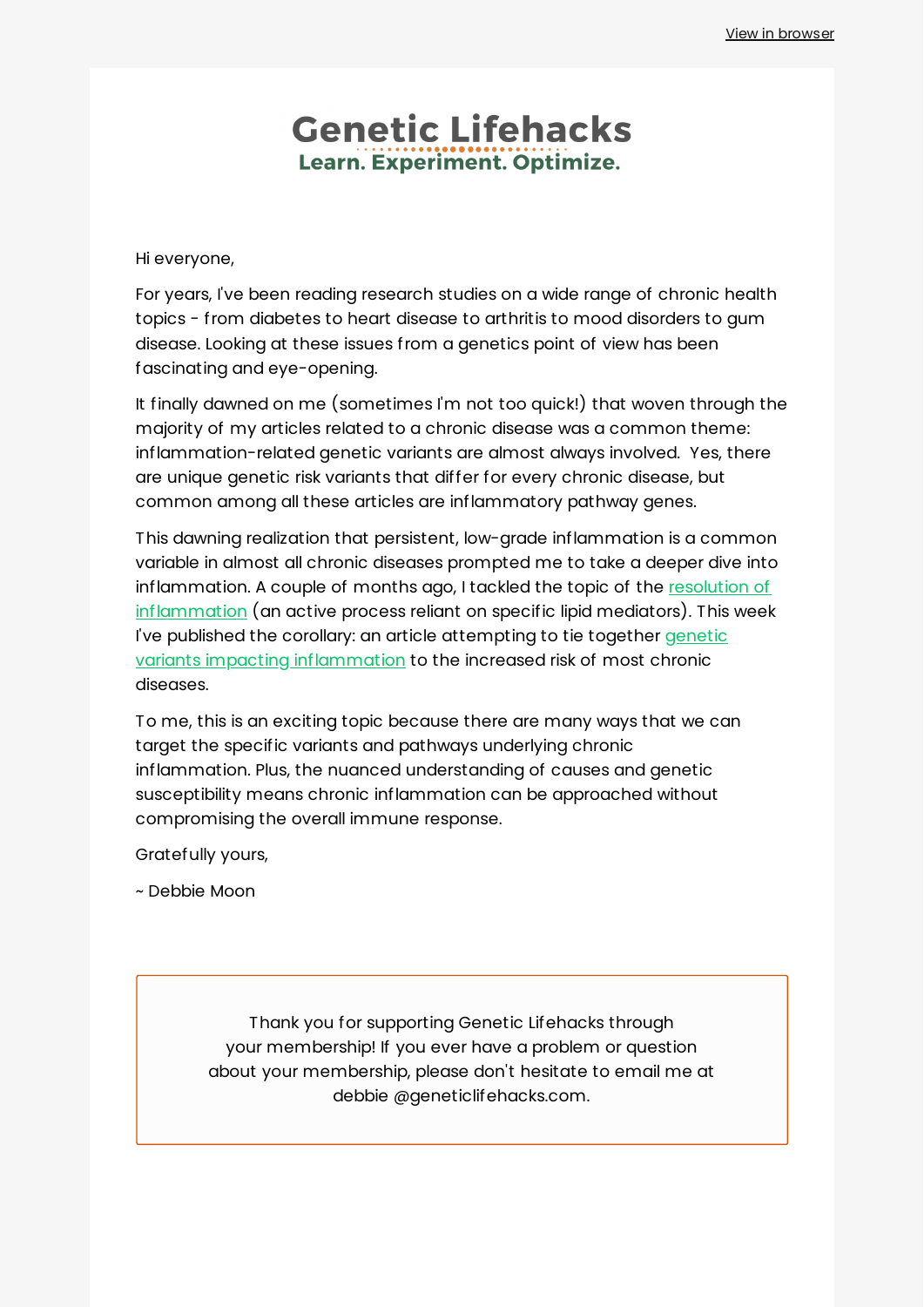View in browser

# Genetic Lifehacks

**Learn. Experiment. Optimize.**

Hi everyone,

For years, I've been reading research studies on a wide range of chronic health topics - from diabetes to heart disease to arthritis to mood disorders to gum disease. Looking at these issues from a genetics point of view has been fascinating and eye-opening.

It finally dawned on me (sometimes I'm not too quick!) that woven through the majority of my articles related to a chronic disease was a common theme: inflammation-related genetic variants are almost always involved. Yes, there are unique genetic risk variants that differ for every chronic disease, but common among all these articles are inflammatory pathway genes.

This dawning realization that persistent, low-grade inflammation is a common variable in almost all chronic diseases prompted me to take a deeper dive into inflammation. A couple of months ago, I tackled the topic of the resolution of inflammation (an active process reliant on specific lipid mediators). This week I've published the corollary: an article attempting to tie together genetic variants impacting inflammation to the increased risk of most chronic diseases.

To me, this is an exciting topic because there are many ways that we can target the specific variants and pathways underlying chronic inflammation. Plus, the nuanced understanding of causes and genetic susceptibility means chronic inflammation can be approached without compromising the overall immune response.

Gratefully yours,

~ Debbie Moon

Thank you for supporting Genetic Lifehacks through your membership! If you ever have a problem or question about your membership, please don't hesitate to email me at debbie @geneticlifehacks.com.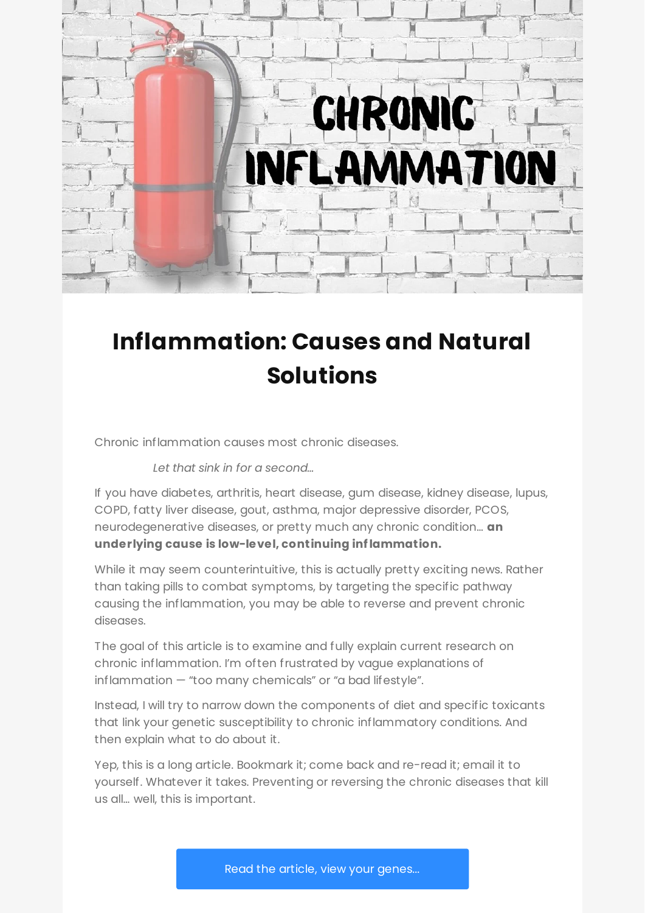# Inflammation: Causes and Natural Solutions

Chronic inflammation causes most chronic diseases.

*Let that sink in for a second…*

If you have diabetes, arthritis, heart disease, gum disease, kidney disease, lupus, COPD, fatty liver disease, gout, asthma, major depressive disorder, PCOS, neurodegenerative diseases, or pretty much any chronic condition… **an underlying cause is low-level, continuing inflammation.**

While it may seem counterintuitive, this is actually pretty exciting news. Rather than taking pills to combat symptoms, by targeting the specific pathway causing the inflammation, you may be able to reverse and prevent chronic diseases.

The goal of this article is to examine and fully explain current research on chronic inflammation. I'm often frustrated by vague explanations of inflammation — "too many chemicals" or "a bad lifestyle".

Instead, I will try to narrow down the components of diet and specific toxicants that link your genetic susceptibility to chronic inflammatory conditions. And then explain what to do about it.

Yep, this is a long article. Bookmark it; come back and re-read it; email it to yourself. Whatever it takes. Preventing or reversing the chronic diseases that kill us all… well, this is important.

Read the article, view your genes…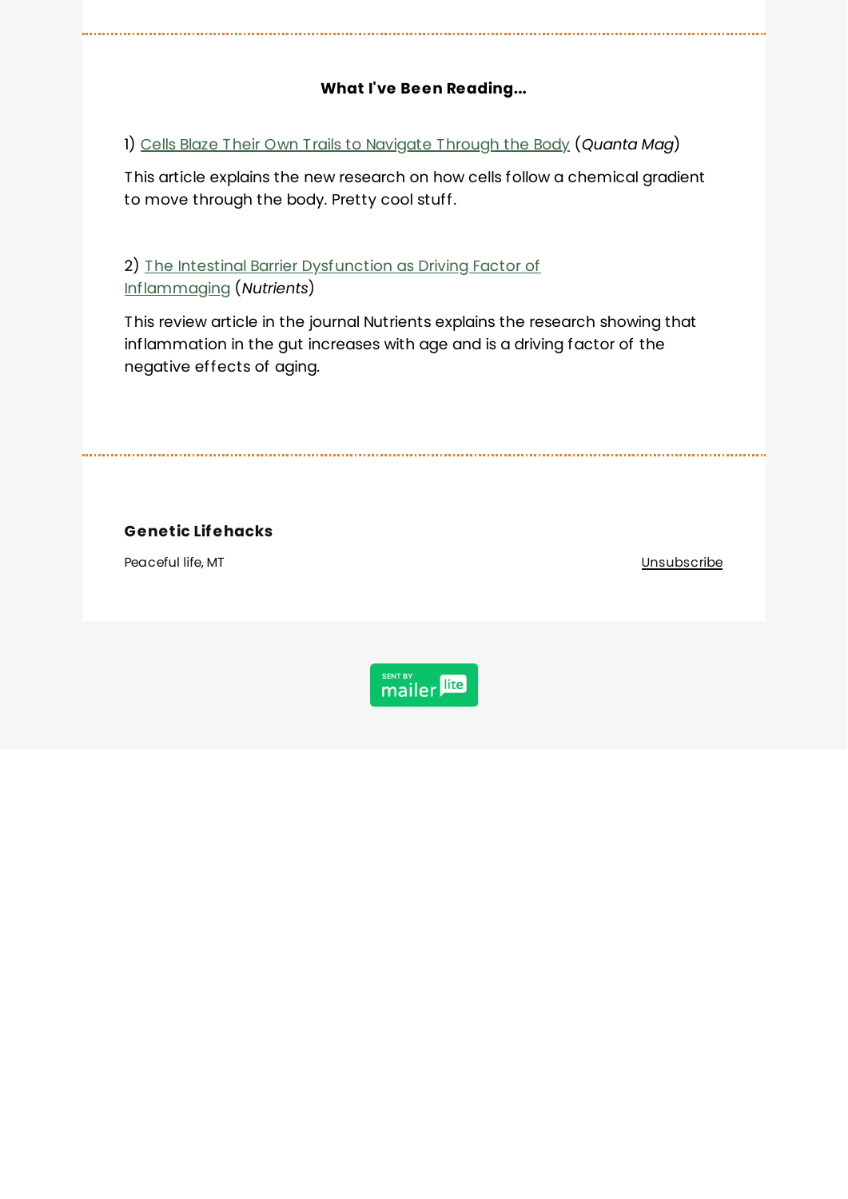**What I've Been Reading...**

1) Cells Blaze Their Own Trails to Navigate Through the Body (*Quanta Mag*)

This article explains the new research on how cells follow a chemical gradient to move through the body. Pretty cool stuff.

2) The Intestinal Barrier Dysfunction as Driving Factor of Inflammaging (*Nutrients*)

This review article in the journal Nutrients explains the research showing that inflammation in the gut increases with age and is a driving factor of the negative effects of aging.

**Genetic Lifehacks**

Peaceful life, MT

Unsubscribe

SENT BY mailer lite